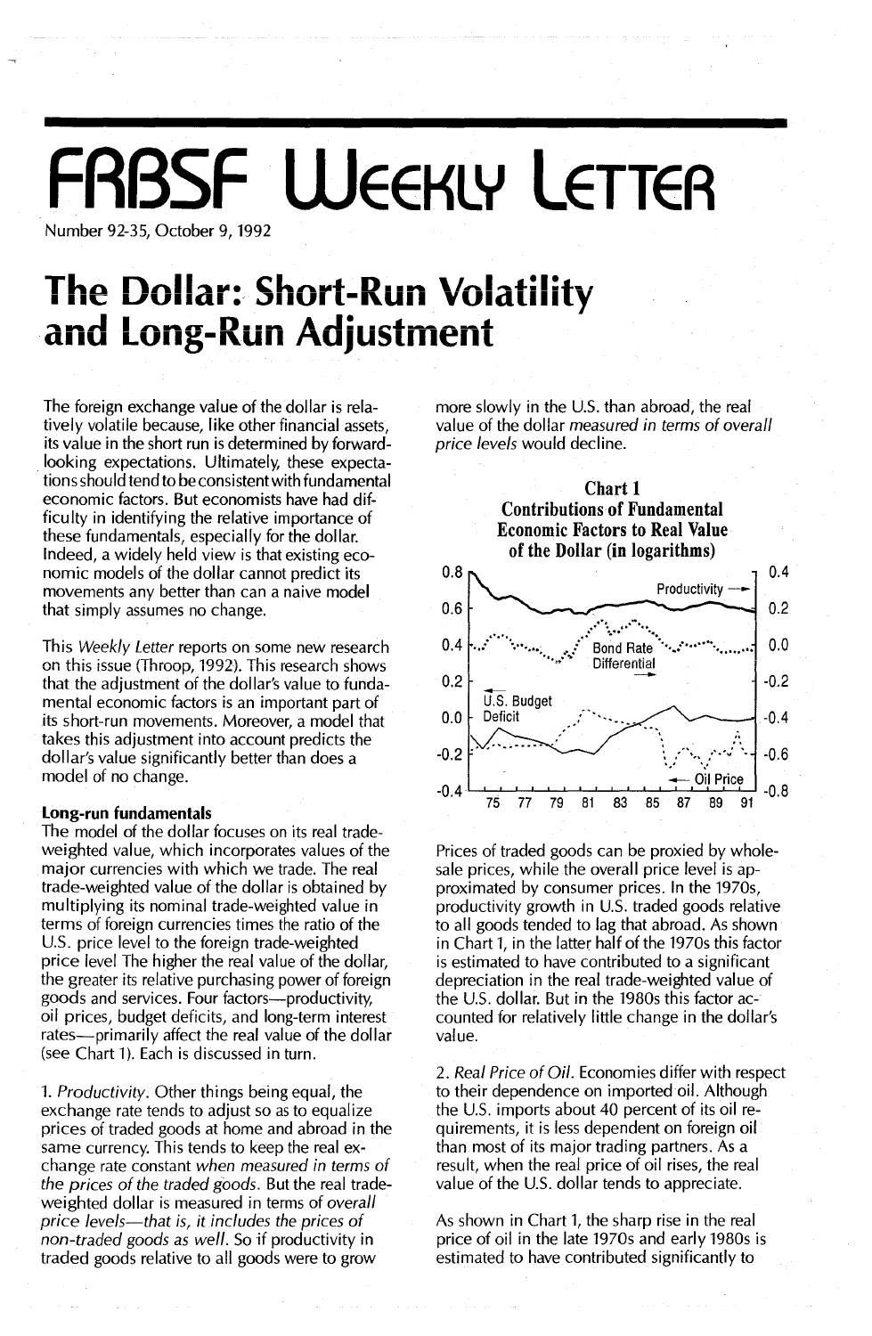# FRBSF Weekly Letter

Number 92-35, October 9, 1992

# The Dollar: Short-Run Volatility and Long-Run Adjustment

The foreign exchange value of the dollar is relatively volatile because, like other financial assets, its value in the short run is determined by forward-looking expectations. Ultimately, these expectations should tend to be consistent with fundamental economic factors. But economists have had difficulty in identifying the relative importance of these fundamentals, especially for the dollar. Indeed, a widely held view is that existing economic models of the dollar cannot predict its movements any better than can a naive model that simply assumes no change.

This *Weekly Letter* reports on some new research on this issue (Throop, 1992). This research shows that the adjustment of the dollar's value to fundamental economic factors is an important part of its short-run movements. Moreover, a model that takes this adjustment into account predicts the dollar's value significantly better than does a model of no change.

**Long-run fundamentals**

The model of the dollar focuses on its real trade-weighted value, which incorporates values of the major currencies with which we trade. The real trade-weighted value of the dollar is obtained by multiplying its nominal trade-weighted value in terms of foreign currencies times the ratio of the U.S. price level to the foreign trade-weighted price level The higher the real value of the dollar, the greater its relative purchasing power of foreign goods and services. Four factors—productivity, oil prices, budget deficits, and long-term interest rates—primarily affect the real value of the dollar (see Chart 1). Each is discussed in turn.

1. *Productivity.* Other things being equal, the exchange rate tends to adjust so as to equalize prices of traded goods at home and abroad in the same currency. This tends to keep the real exchange rate constant *when measured in terms of the prices of the traded goods.* But the real trade-weighted dollar is measured in terms of *overall price levels—that is, it includes the prices of non-traded goods as well.* So if productivity in traded goods relative to all goods were to grow more slowly in the U.S. than abroad, the real value of the dollar *measured in terms of overall price levels* would decline.

**Chart 1**
**Contributions of Fundamental Economic Factors to Real Value of the Dollar (in logarithms)**

Prices of traded goods can be proxied by wholesale prices, while the overall price level is approximated by consumer prices. In the 1970s, productivity growth in U.S. traded goods relative to all goods tended to lag that abroad. As shown in Chart 1, in the latter half of the 1970s this factor is estimated to have contributed to a significant depreciation in the real trade-weighted value of the U.S. dollar. But in the 1980s this factor accounted for relatively little change in the dollar's value.

2. *Real Price of Oil.* Economies differ with respect to their dependence on imported oil. Although the U.S. imports about 40 percent of its oil requirements, it is less dependent on foreign oil than most of its major trading partners. As a result, when the real price of oil rises, the real value of the U.S. dollar tends to appreciate.

As shown in Chart 1, the sharp rise in the real price of oil in the late 1970s and early 1980s is estimated to have contributed significantly to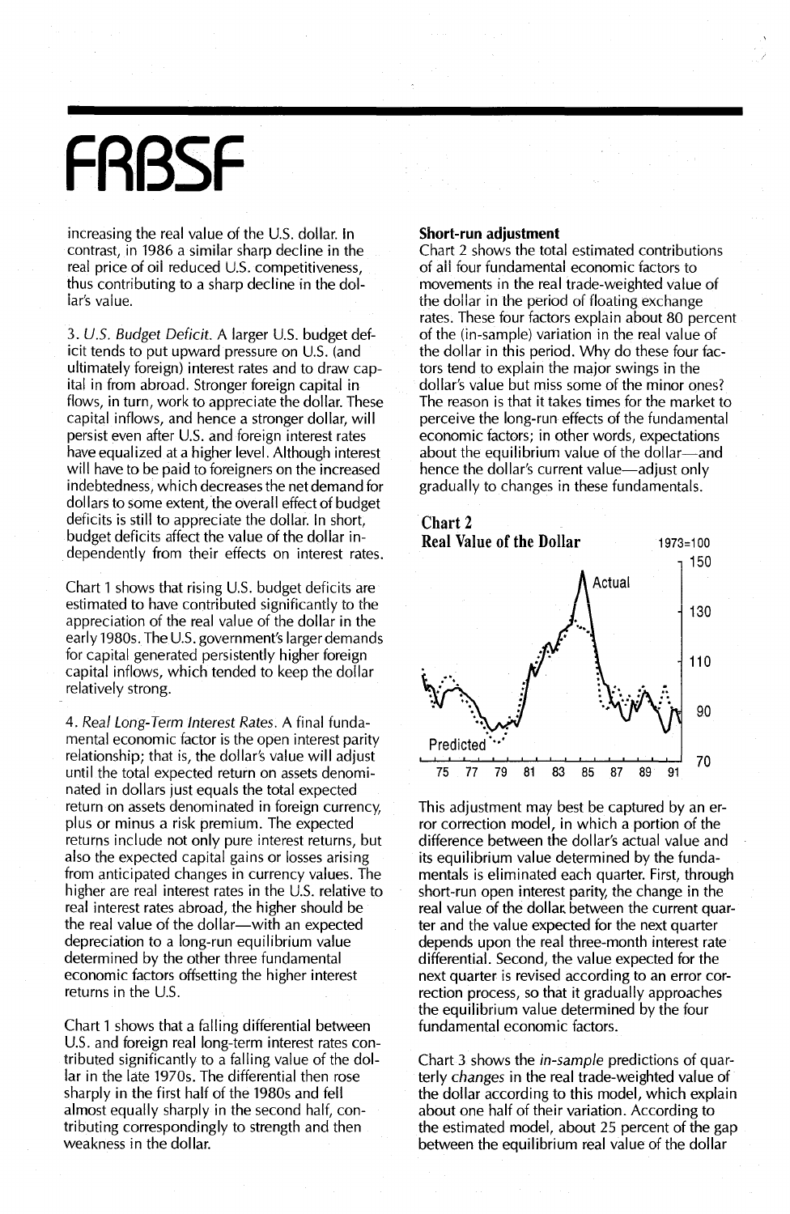increasing the real value of the U.S. dollar. In contrast, in 1986 a similar sharp decline in the real price of oil reduced U.S. competitiveness, thus contributing to a sharp decline in the dollar's value.

3. *U.S. Budget Deficit.* A larger U.S. budget deficit tends to put upward pressure on U.S. (and ultimately foreign) interest rates and to draw capital in from abroad. Stronger foreign capital in flows, in turn, work to appreciate the dollar. These capital inflows, and hence a stronger dollar, will persist even after U.S. and foreign interest rates have equalized at a higher level. Although interest will have to be paid to foreigners on the increased indebtedness, which decreases the net demand for dollars to some extent, the overall effect of budget deficits is still to appreciate the dollar. In short, budget deficits affect the value of the dollar independently from their effects on interest rates.

Chart 1 shows that rising U.S. budget deficits are estimated to have contributed significantly to the appreciation of the real value of the dollar in the early 1980s. The U.S. government's larger demands for capital generated persistently higher foreign capital inflows, which tended to keep the dollar relatively strong.

4. *Real Long-Term Interest Rates.* A final fundamental economic factor is the open interest parity relationship; that is, the dollar's value will adjust until the total expected return on assets denominated in dollars just equals the total expected return on assets denominated in foreign currency, plus or minus a risk premium. The expected returns include not only pure interest returns, but also the expected capital gains or losses arising from anticipated changes in currency values. The higher are real interest rates in the U.S. relative to real interest rates abroad, the higher should be the real value of the dollar—with an expected depreciation to a long-run equilibrium value determined by the other three fundamental economic factors offsetting the higher interest returns in the U.S.

Chart 1 shows that a falling differential between U.S. and foreign real long-term interest rates contributed significantly to a falling value of the dollar in the late 1970s. The differential then rose sharply in the first half of the 1980s and fell almost equally sharply in the second half, contributing correspondingly to strength and then weakness in the dollar.

**Short-run adjustment**

Chart 2 shows the total estimated contributions of all four fundamental economic factors to movements in the real trade-weighted value of the dollar in the period of floating exchange rates. These four factors explain about 80 percent of the (in-sample) variation in the real value of the dollar in this period. Why do these four factors tend to explain the major swings in the dollar's value but miss some of the minor ones? The reason is that it takes times for the market to perceive the long-run effects of the fundamental economic factors; in other words, expectations about the equilibrium value of the dollar—and hence the dollar's current value—adjust only gradually to changes in these fundamentals.

**Chart 2**
**Real Value of the Dollar** (1973=100)

This adjustment may best be captured by an error correction model, in which a portion of the difference between the dollar's actual value and its equilibrium value determined by the fundamentals is eliminated each quarter. First, through short-run open interest parity, the change in the real value of the dollar between the current quarter and the value expected for the next quarter depends upon the real three-month interest rate differential. Second, the value expected for the next quarter is revised according to an error correction process, so that it gradually approaches the equilibrium value determined by the four fundamental economic factors.

Chart 3 shows the *in-sample* predictions of quarterly *changes* in the real trade-weighted value of the dollar according to this model, which explain about one half of their variation. According to the estimated model, about 25 percent of the gap between the equilibrium real value of the dollar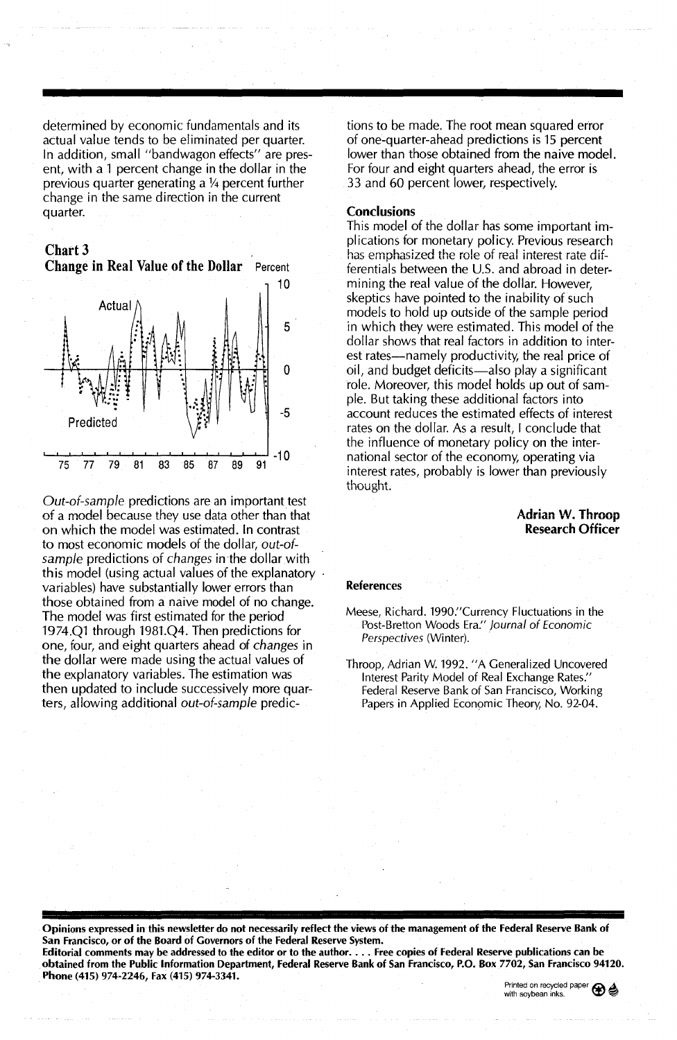determined by economic fundamentals and its actual value tends to be eliminated per quarter. In addition, small "bandwagon effects" are present, with a 1 percent change in the dollar in the previous quarter generating a ¼ percent further change in the same direction in the current quarter.

**Chart 3**
**Change in Real Value of the Dollar** Percent

*Out-of-sample* predictions are an important test of a model because they use data other than that on which the model was estimated. In contrast to most economic models of the dollar, *out-of-sample* predictions of *changes* in the dollar with this model (using actual values of the explanatory variables) have substantially lower errors than those obtained from a naive model of no change. The model was first estimated for the period 1974.Q1 through 1981.Q4. Then predictions for one, four, and eight quarters ahead of *changes* in the dollar were made using the actual values of the explanatory variables. The estimation was then updated to include successively more quarters, allowing additional *out-of-sample* predictions to be made. The root mean squared error of one-quarter-ahead predictions is 15 percent lower than those obtained from the naive model. For four and eight quarters ahead, the error is 33 and 60 percent lower, respectively.

## Conclusions

This model of the dollar has some important implications for monetary policy. Previous research has emphasized the role of real interest rate differentials between the U.S. and abroad in determining the real value of the dollar. However, skeptics have pointed to the inability of such models to hold up outside of the sample period in which they were estimated. This model of the dollar shows that real factors in addition to interest rates—namely productivity, the real price of oil, and budget deficits—also play a significant role. Moreover, this model holds up out of sample. But taking these additional factors into account reduces the estimated effects of interest rates on the dollar. As a result, I conclude that the influence of monetary policy on the international sector of the economy, operating via interest rates, probably is lower than previously thought.

**Adrian W. Throop**
**Research Officer**

### References

Meese, Richard. 1990."Currency Fluctuations in the Post-Bretton Woods Era." *Journal of Economic Perspectives* (Winter).

Throop, Adrian W. 1992. "A Generalized Uncovered Interest Parity Model of Real Exchange Rates." Federal Reserve Bank of San Francisco, Working Papers in Applied Economic Theory, No. 92-04.

**Opinions expressed in this newsletter do not necessarily reflect the views of the management of the Federal Reserve Bank of San Francisco, or of the Board of Governors of the Federal Reserve System.**
**Editorial comments may be addressed to the editor or to the author. . . . Free copies of Federal Reserve publications can be obtained from the Public Information Department, Federal Reserve Bank of San Francisco, P.O. Box 7702, San Francisco 94120. Phone (415) 974-2246, Fax (415) 974-3341.**

Printed on recycled paper with soybean inks.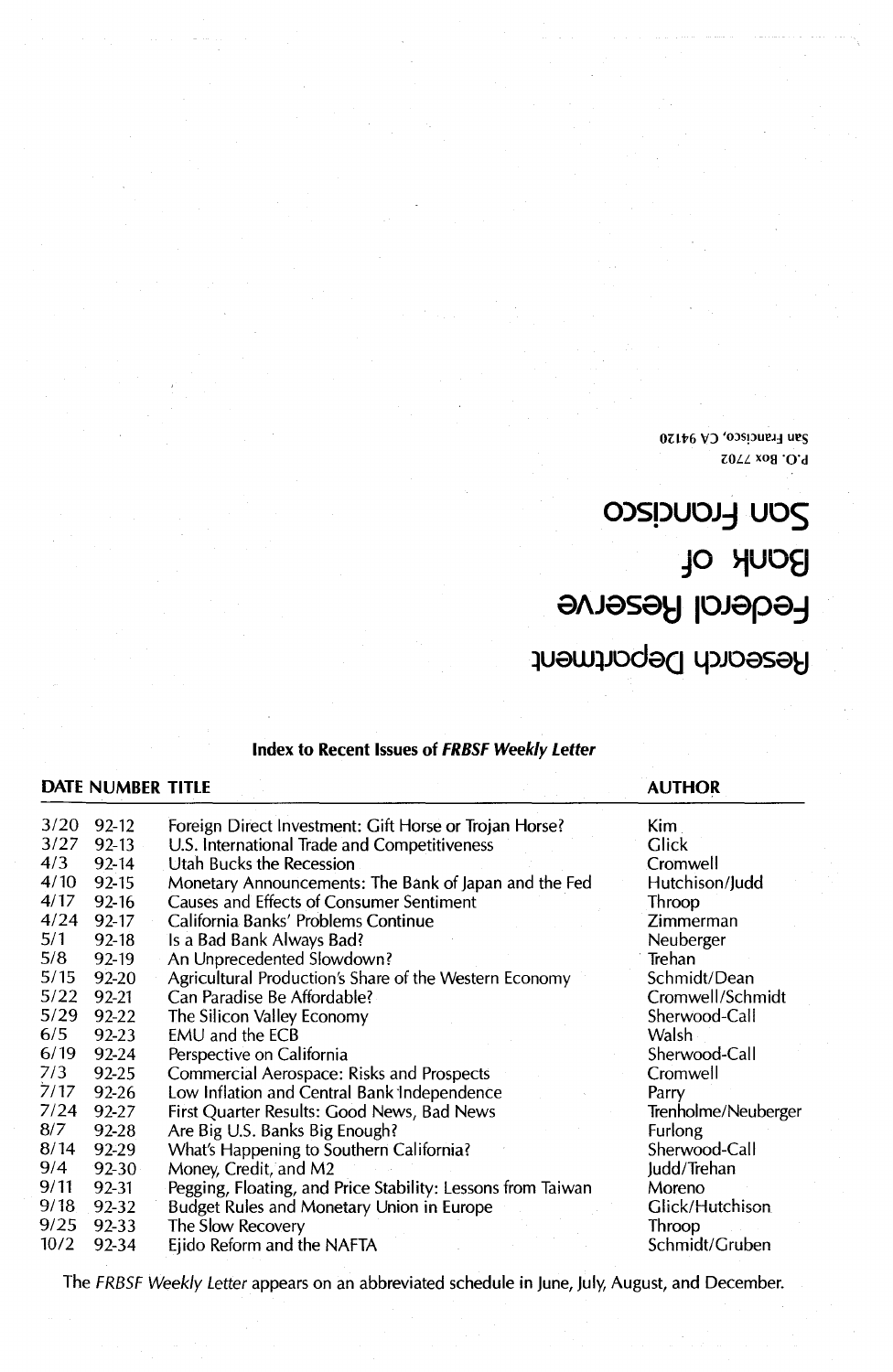Research Department

Federal Reserve

Bank of

San Francisco

P.O. Box 7702

San Francisco, CA 94120

## Index to Recent Issues of *FRBSF Weekly Letter*

| DATE | NUMBER | TITLE | AUTHOR |
|---|---|---|---|
| 3/20 | 92-12 | Foreign Direct Investment: Gift Horse or Trojan Horse? | Kim |
| 3/27 | 92-13 | U.S. International Trade and Competitiveness | Glick |
| 4/3 | 92-14 | Utah Bucks the Recession | Cromwell |
| 4/10 | 92-15 | Monetary Announcements: The Bank of Japan and the Fed | Hutchison/Judd |
| 4/17 | 92-16 | Causes and Effects of Consumer Sentiment | Throop |
| 4/24 | 92-17 | California Banks' Problems Continue | Zimmerman |
| 5/1 | 92-18 | Is a Bad Bank Always Bad? | Neuberger |
| 5/8 | 92-19 | An Unprecedented Slowdown? | Trehan |
| 5/15 | 92-20 | Agricultural Production's Share of the Western Economy | Schmidt/Dean |
| 5/22 | 92-21 | Can Paradise Be Affordable? | Cromwell/Schmidt |
| 5/29 | 92-22 | The Silicon Valley Economy | Sherwood-Call |
| 6/5 | 92-23 | EMU and the ECB | Walsh |
| 6/19 | 92-24 | Perspective on California | Sherwood-Call |
| 7/3 | 92-25 | Commercial Aerospace: Risks and Prospects | Cromwell |
| 7/17 | 92-26 | Low Inflation and Central Bank Independence | Parry |
| 7/24 | 92-27 | First Quarter Results: Good News, Bad News | Trenholme/Neuberger |
| 8/7 | 92-28 | Are Big U.S. Banks Big Enough? | Furlong |
| 8/14 | 92-29 | What's Happening to Southern California? | Sherwood-Call |
| 9/4 | 92-30 | Money, Credit, and M2 | Judd/Trehan |
| 9/11 | 92-31 | Pegging, Floating, and Price Stability: Lessons from Taiwan | Moreno |
| 9/18 | 92-32 | Budget Rules and Monetary Union in Europe | Glick/Hutchison |
| 9/25 | 92-33 | The Slow Recovery | Throop |
| 10/2 | 92-34 | Ejido Reform and the NAFTA | Schmidt/Gruben |

The *FRBSF Weekly Letter* appears on an abbreviated schedule in June, July, August, and December.